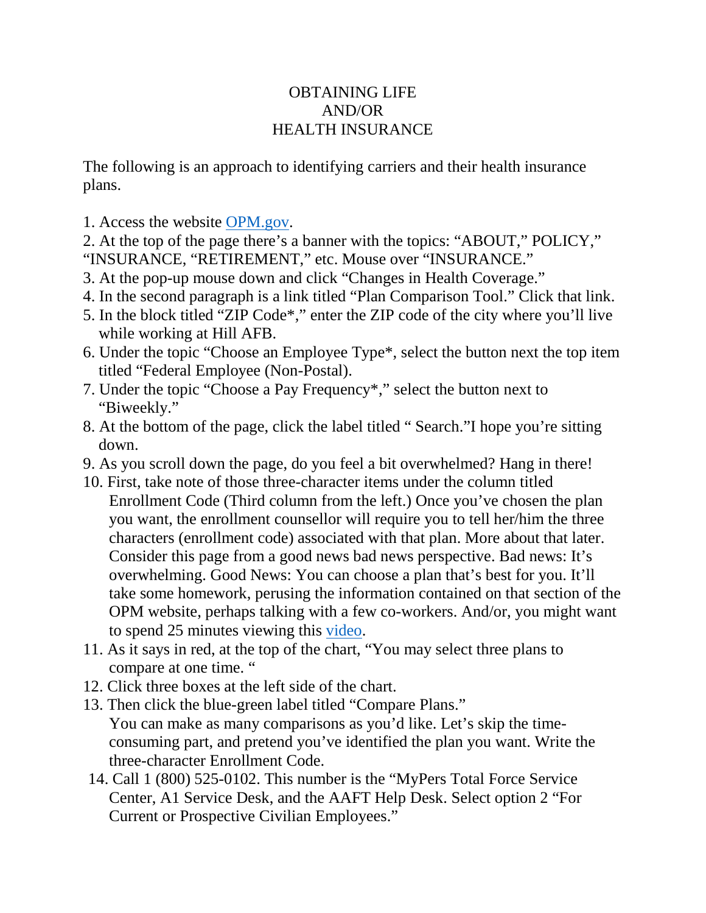# OBTAINING LIFE AND/OR HEALTH INSURANCE

The following is an approach to identifying carriers and their health insurance plans.

1. Access the website [OPM.gov](OPM.gov).
2. At the top of the page there's a banner with the topics: "ABOUT," POLICY," "INSURANCE, "RETIREMENT," etc. Mouse over "INSURANCE."
3. At the pop-up mouse down and click "Changes in Health Coverage."
4. In the second paragraph is a link titled "Plan Comparison Tool." Click that link.
5. In the block titled "ZIP Code*," enter the ZIP code of the city where you'll live while working at Hill AFB.
6. Under the topic "Choose an Employee Type*, select the button next the top item titled "Federal Employee (Non-Postal).
7. Under the topic "Choose a Pay Frequency*," select the button next to "Biweekly."
8. At the bottom of the page, click the label titled " Search."I hope you're sitting down.
9. As you scroll down the page, do you feel a bit overwhelmed? Hang in there!
10. First, take note of those three-character items under the column titled Enrollment Code (Third column from the left.) Once you've chosen the plan you want, the enrollment counsellor will require you to tell her/him the three characters (enrollment code) associated with that plan. More about that later. Consider this page from a good news bad news perspective. Bad news: It's overwhelming. Good News: You can choose a plan that's best for you. It'll take some homework, perusing the information contained on that section of the OPM website, perhaps talking with a few co-workers. And/or, you might want to spend 25 minutes viewing this video.
11. As it says in red, at the top of the chart, "You may select three plans to compare at one time. "
12. Click three boxes at the left side of the chart.
13. Then click the blue-green label titled "Compare Plans."
    You can make as many comparisons as you'd like. Let's skip the time-consuming part, and pretend you've identified the plan you want. Write the three-character Enrollment Code.
14. Call 1 (800) 525-0102. This number is the "MyPers Total Force Service Center, A1 Service Desk, and the AAFT Help Desk. Select option 2 "For Current or Prospective Civilian Employees."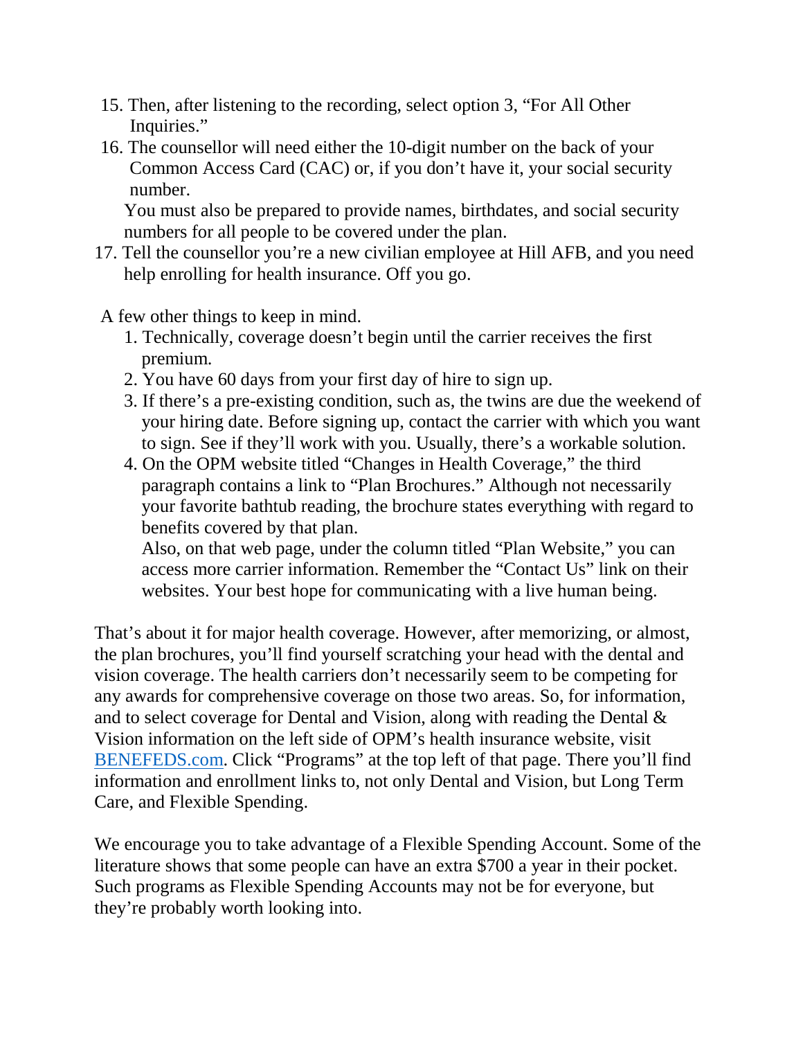15. Then, after listening to the recording, select option 3, "For All Other Inquiries."
16. The counsellor will need either the 10-digit number on the back of your Common Access Card (CAC) or, if you don't have it, your social security number.

    You must also be prepared to provide names, birthdates, and social security numbers for all people to be covered under the plan.
17. Tell the counsellor you're a new civilian employee at Hill AFB, and you need help enrolling for health insurance. Off you go.

A few other things to keep in mind.

1. Technically, coverage doesn't begin until the carrier receives the first premium.
2. You have 60 days from your first day of hire to sign up.
3. If there's a pre-existing condition, such as, the twins are due the weekend of your hiring date. Before signing up, contact the carrier with which you want to sign. See if they'll work with you. Usually, there's a workable solution.
4. On the OPM website titled "Changes in Health Coverage," the third paragraph contains a link to "Plan Brochures." Although not necessarily your favorite bathtub reading, the brochure states everything with regard to benefits covered by that plan.

   Also, on that web page, under the column titled "Plan Website," you can access more carrier information. Remember the "Contact Us" link on their websites. Your best hope for communicating with a live human being.

That's about it for major health coverage. However, after memorizing, or almost, the plan brochures, you'll find yourself scratching your head with the dental and vision coverage. The health carriers don't necessarily seem to be competing for any awards for comprehensive coverage on those two areas. So, for information, and to select coverage for Dental and Vision, along with reading the Dental & Vision information on the left side of OPM's health insurance website, visit [BENEFEDS.com](BENEFEDS.com). Click "Programs" at the top left of that page. There you'll find information and enrollment links to, not only Dental and Vision, but Long Term Care, and Flexible Spending.

We encourage you to take advantage of a Flexible Spending Account. Some of the literature shows that some people can have an extra $700 a year in their pocket. Such programs as Flexible Spending Accounts may not be for everyone, but they're probably worth looking into.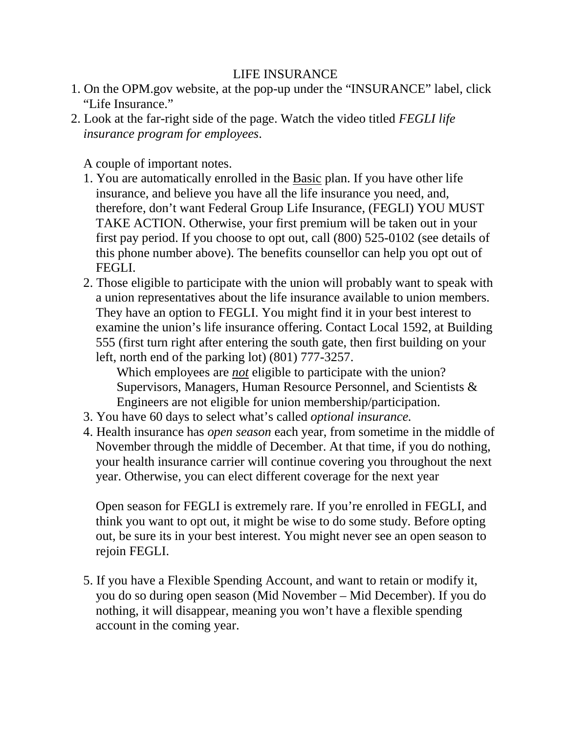# LIFE INSURANCE

1. On the OPM.gov website, at the pop-up under the "INSURANCE" label, click "Life Insurance."
2. Look at the far-right side of the page. Watch the video titled *FEGLI life insurance program for employees*.

A couple of important notes.

1. You are automatically enrolled in the <u>Basic</u> plan. If you have other life insurance, and believe you have all the life insurance you need, and, therefore, don't want Federal Group Life Insurance, (FEGLI) YOU MUST TAKE ACTION. Otherwise, your first premium will be taken out in your first pay period. If you choose to opt out, call (800) 525-0102 (see details of this phone number above). The benefits counsellor can help you opt out of FEGLI.
2. Those eligible to participate with the union will probably want to speak with a union representatives about the life insurance available to union members. They have an option to FEGLI. You might find it in your best interest to examine the union's life insurance offering. Contact Local 1592, at Building 555 (first turn right after entering the south gate, then first building on your left, north end of the parking lot) (801) 777-3257.

   Which employees are ***<u>not</u>*** eligible to participate with the union? Supervisors, Managers, Human Resource Personnel, and Scientists & Engineers are not eligible for union membership/participation.
3. You have 60 days to select what's called *optional insurance.*
4. Health insurance has *open season* each year, from sometime in the middle of November through the middle of December. At that time, if you do nothing, your health insurance carrier will continue covering you throughout the next year. Otherwise, you can elect different coverage for the next year

   Open season for FEGLI is extremely rare. If you're enrolled in FEGLI, and think you want to opt out, it might be wise to do some study. Before opting out, be sure its in your best interest. You might never see an open season to rejoin FEGLI.

5. If you have a Flexible Spending Account, and want to retain or modify it, you do so during open season (Mid November – Mid December). If you do nothing, it will disappear, meaning you won't have a flexible spending account in the coming year.